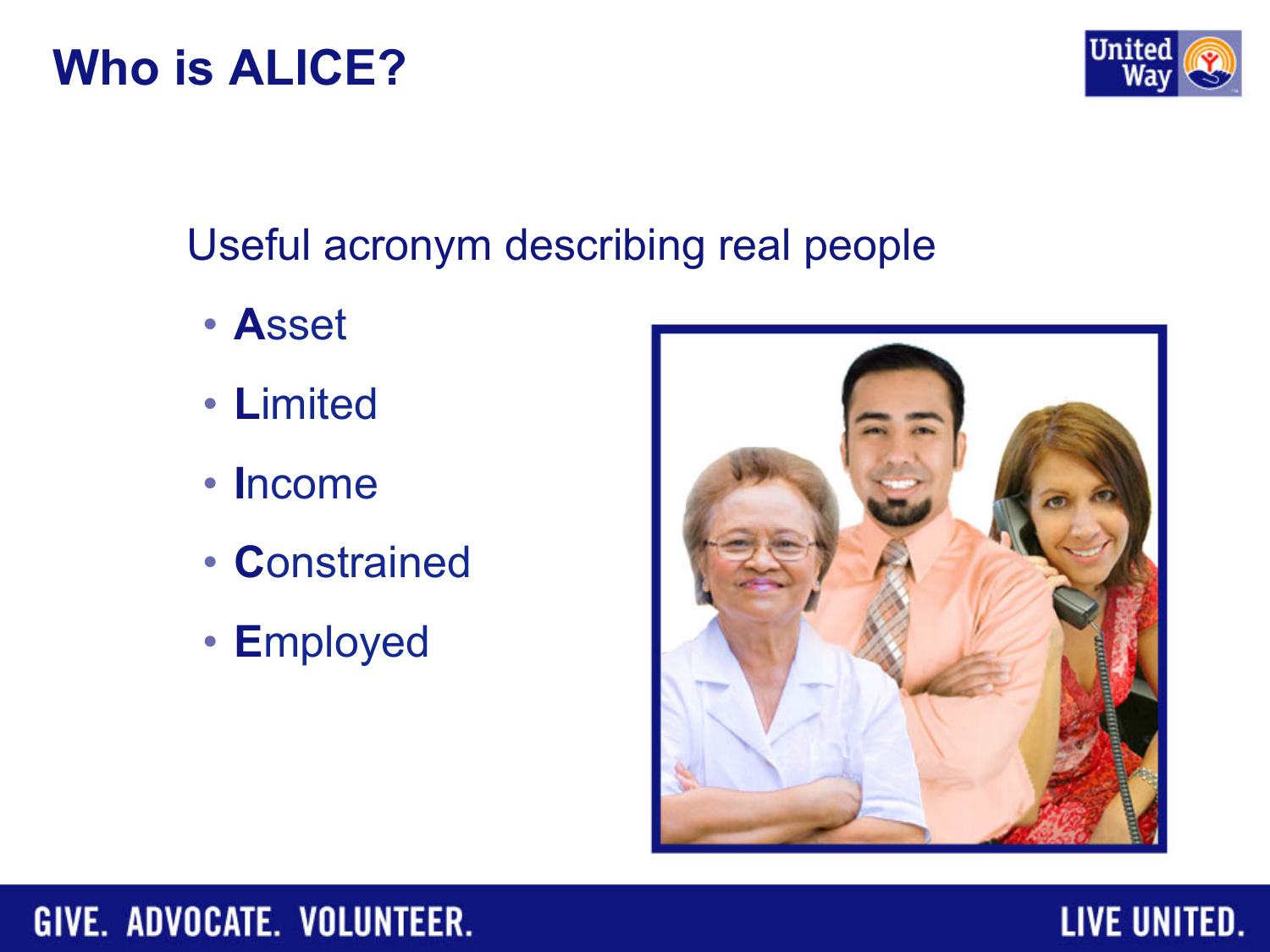# Who is ALICE?

Useful acronym describing real people

- **A**sset
- **L**imited
- **I**ncome
- **C**onstrained
- **E**mployed

GIVE. ADVOCATE. VOLUNTEER.

LIVE UNITED.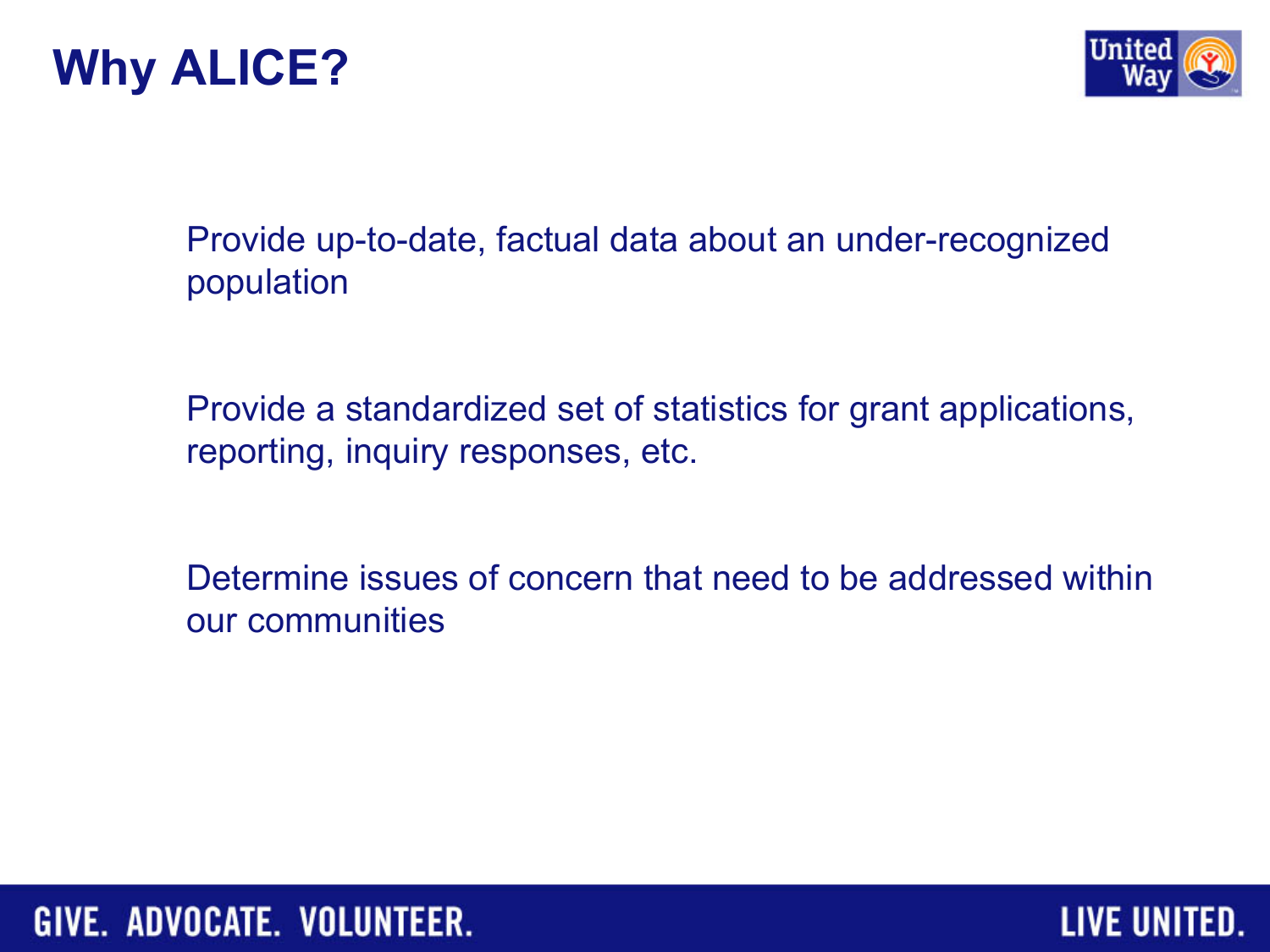# Why ALICE?

Provide up-to-date, factual data about an under-recognized population

Provide a standardized set of statistics for grant applications, reporting, inquiry responses, etc.

Determine issues of concern that need to be addressed within our communities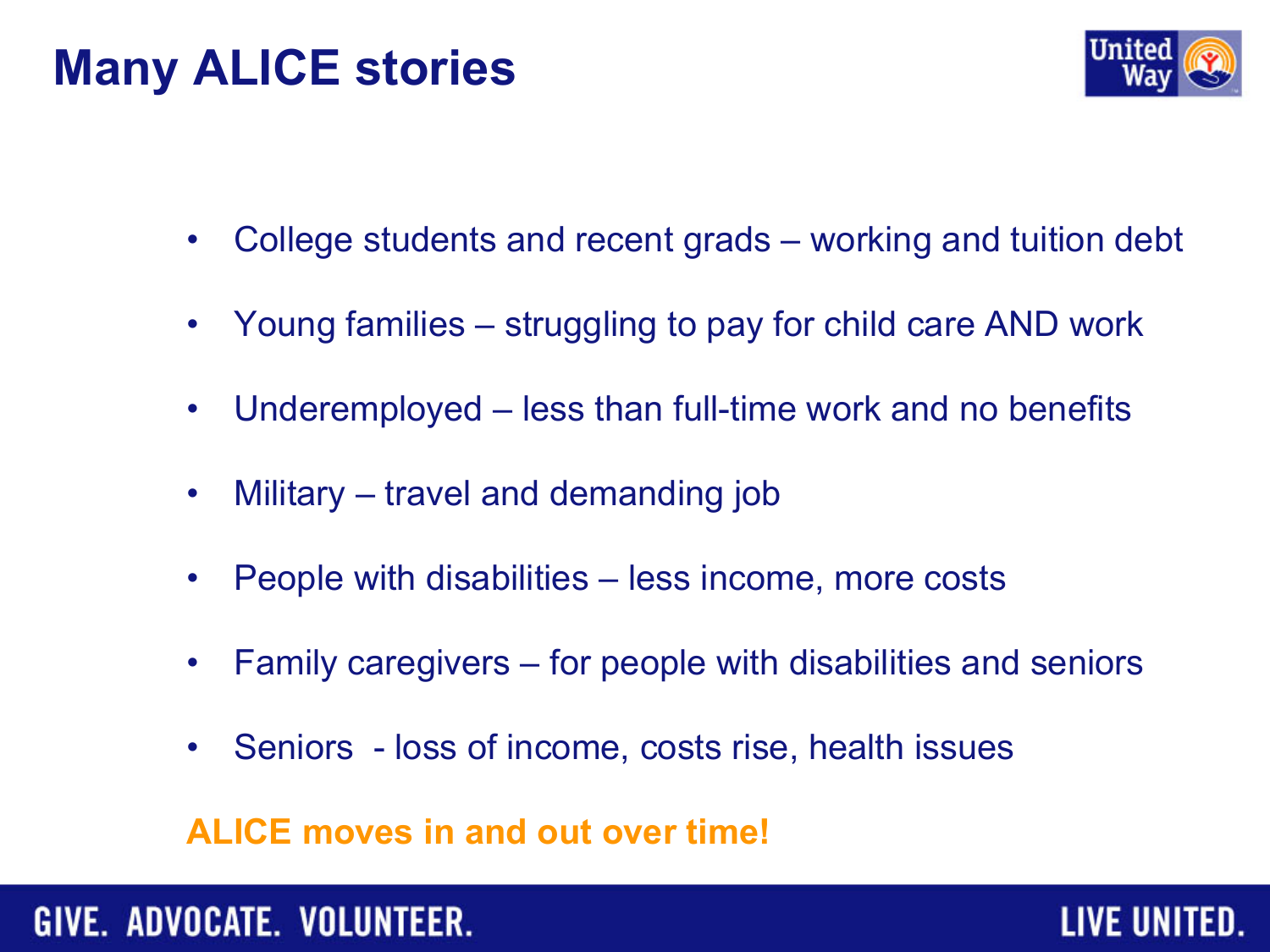# Many ALICE stories

- College students and recent grads – working and tuition debt
- Young families – struggling to pay for child care AND work
- Underemployed – less than full-time work and no benefits
- Military – travel and demanding job
- People with disabilities – less income, more costs
- Family caregivers – for people with disabilities and seniors
- Seniors - loss of income, costs rise, health issues

**ALICE moves in and out over time!**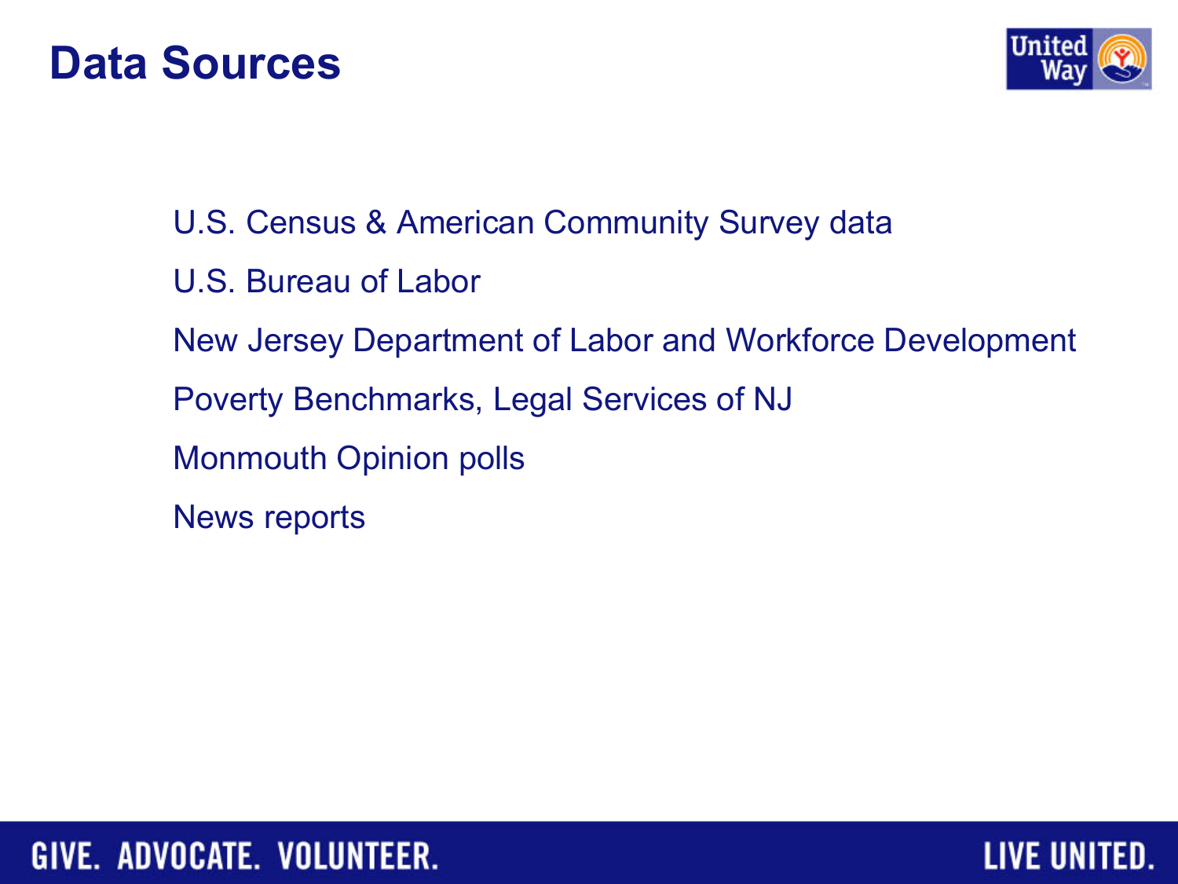# Data Sources

U.S. Census & American Community Survey data

U.S. Bureau of Labor

New Jersey Department of Labor and Workforce Development

Poverty Benchmarks, Legal Services of NJ

Monmouth Opinion polls

News reports

GIVE. ADVOCATE. VOLUNTEER.

LIVE UNITED.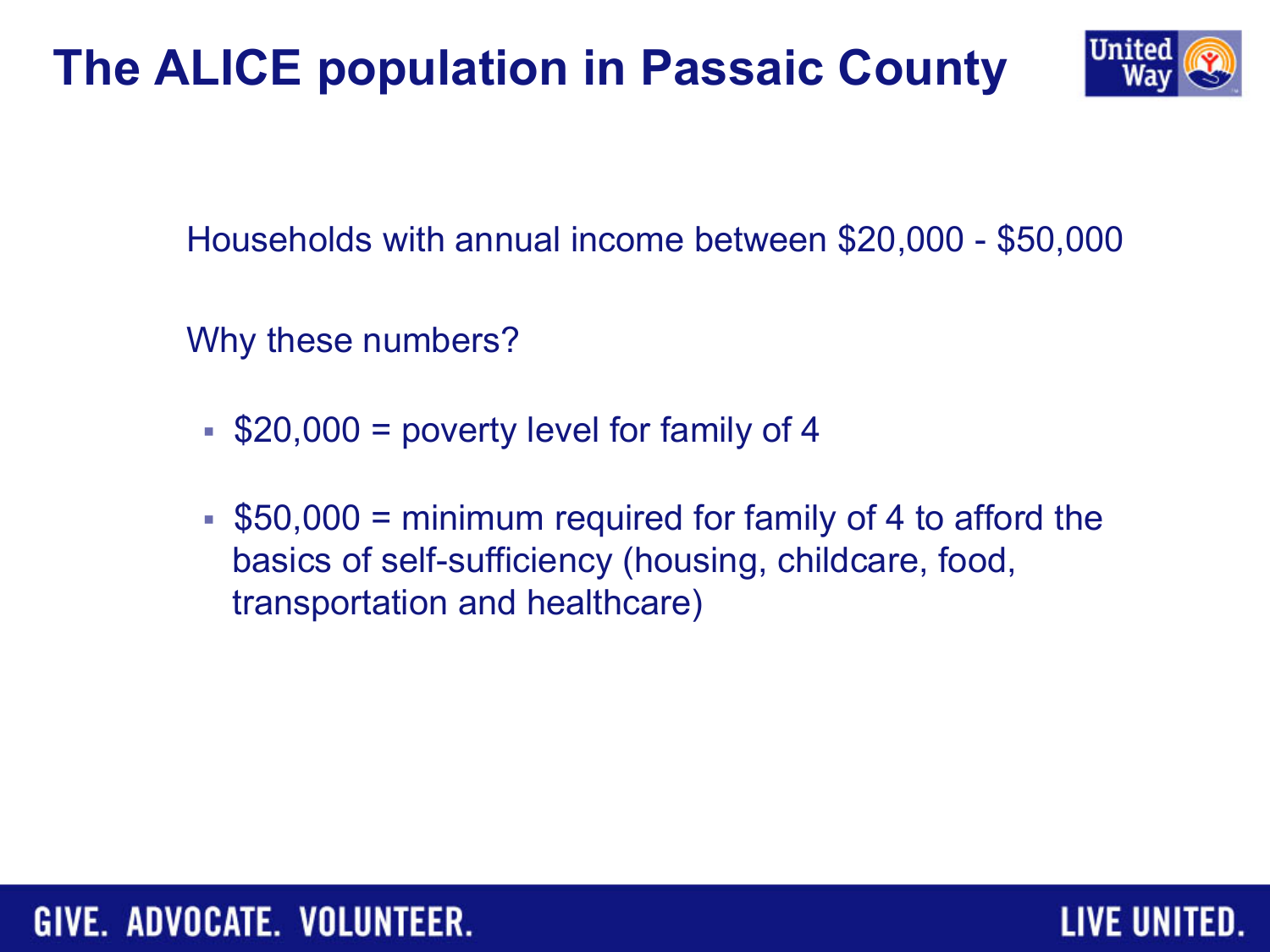# The ALICE population in Passaic County

Households with annual income between $20,000 - $50,000

Why these numbers?

- $20,000 = poverty level for family of 4
- $50,000 = minimum required for family of 4 to afford the basics of self-sufficiency (housing, childcare, food, transportation and healthcare)

GIVE. ADVOCATE. VOLUNTEER.

LIVE UNITED.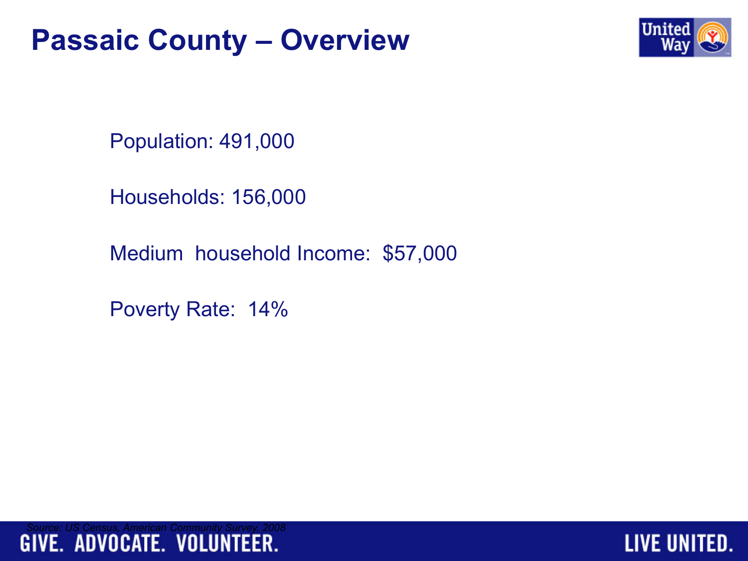# Passaic County – Overview

Population: 491,000

Households: 156,000

Medium household Income: $57,000

Poverty Rate: 14%

*Source: US Census, American Community Survey, 2008*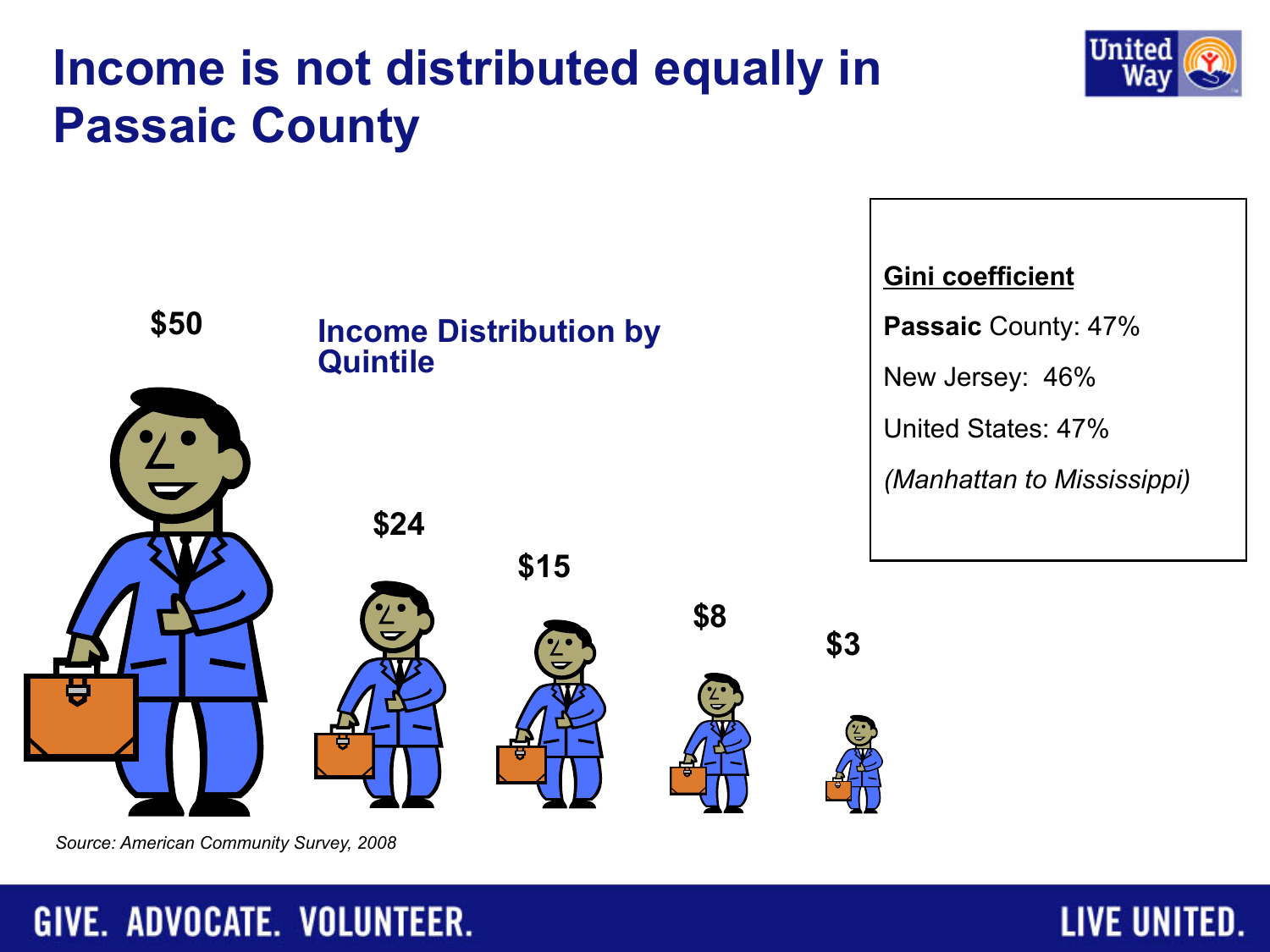# Income is not distributed equally in Passaic County

Income Distribution by Quintile

$50

$24

$15

$8

$3

Source: American Community Survey, 2008

**Gini coefficient**

**Passaic** County: 47%

New Jersey: 46%

United States: 47%

*(Manhattan to Mississippi)*

GIVE. ADVOCATE. VOLUNTEER.

LIVE UNITED.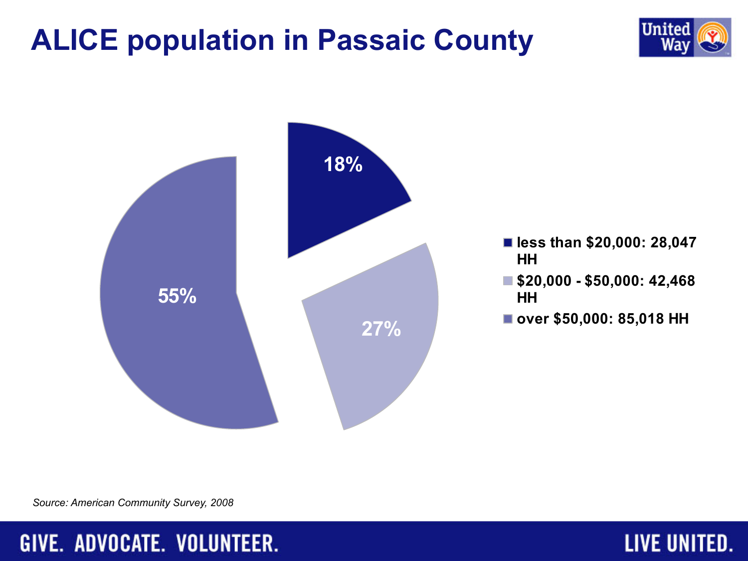# ALICE population in Passaic County

18%

27%

55%

less than $20,000: 28,047 HH

$20,000 - $50,000: 42,468 HH

over $50,000: 85,018 HH

*Source: American Community Survey, 2008*

GIVE. ADVOCATE. VOLUNTEER.

LIVE UNITED.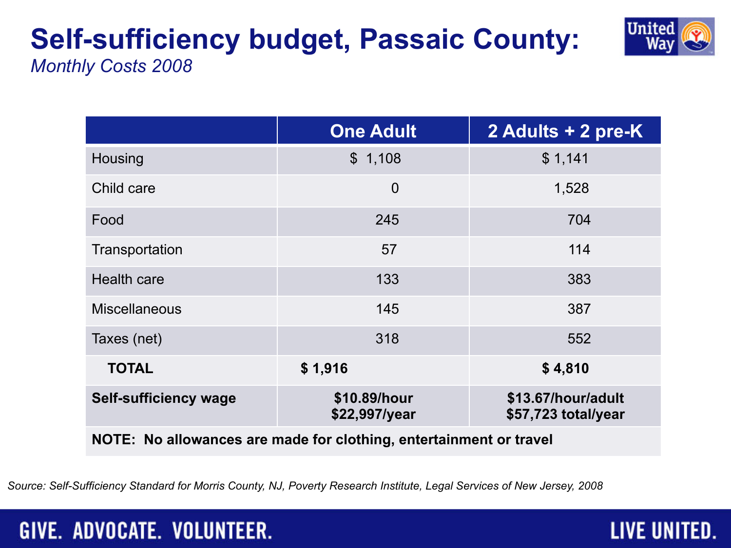# Self-sufficiency budget, Passaic County:

*Monthly Costs 2008*

| | One Adult | 2 Adults + 2 pre-K |
|---|---|---|
| Housing | $ 1,108 | $ 1,141 |
| Child care | 0 | 1,528 |
| Food | 245 | 704 |
| Transportation | 57 | 114 |
| Health care | 133 | 383 |
| Miscellaneous | 145 | 387 |
| Taxes (net) | 318 | 552 |
| **TOTAL** | **$ 1,916** | **$ 4,810** |
| **Self-sufficiency wage** | **$10.89/hour**<br>**$22,997/year** | **$13.67/hour/adult**<br>**$57,723 total/year** |
| **NOTE: No allowances are made for clothing, entertainment or travel** | | |

*Source: Self-Sufficiency Standard for Morris County, NJ, Poverty Research Institute, Legal Services of New Jersey, 2008*

GIVE. ADVOCATE. VOLUNTEER.

LIVE UNITED.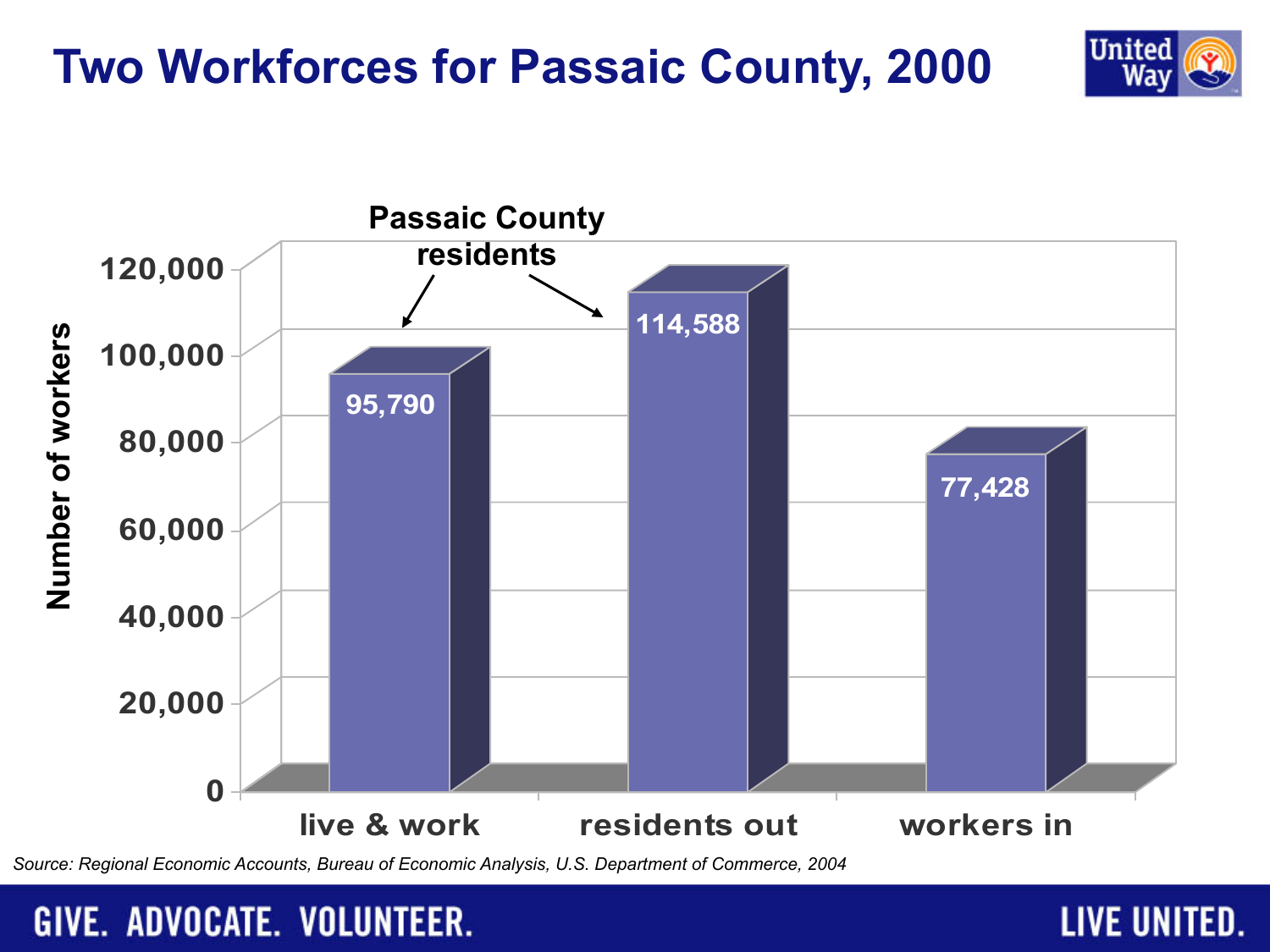# Two Workforces for Passaic County, 2000

Passaic County residents

Number of workers

120,000
100,000
80,000
60,000
40,000
20,000
0

95,790
114,588
77,428

live & work
residents out
workers in

*Source: Regional Economic Accounts, Bureau of Economic Analysis, U.S. Department of Commerce, 2004*

GIVE. ADVOCATE. VOLUNTEER.

LIVE UNITED.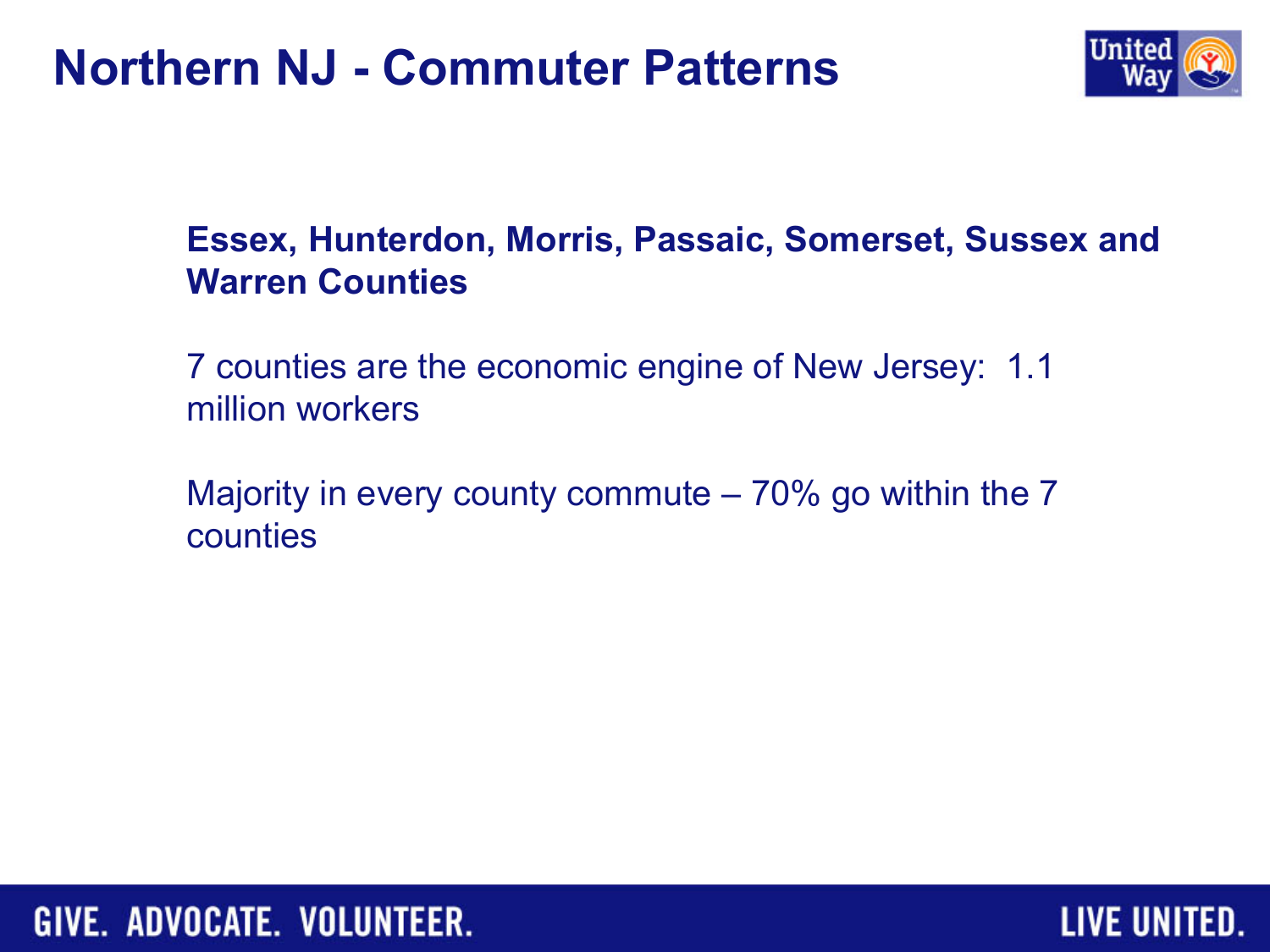# Northern NJ - Commuter Patterns

**Essex, Hunterdon, Morris, Passaic, Somerset, Sussex and Warren Counties**

7 counties are the economic engine of New Jersey: 1.1 million workers

Majority in every county commute – 70% go within the 7 counties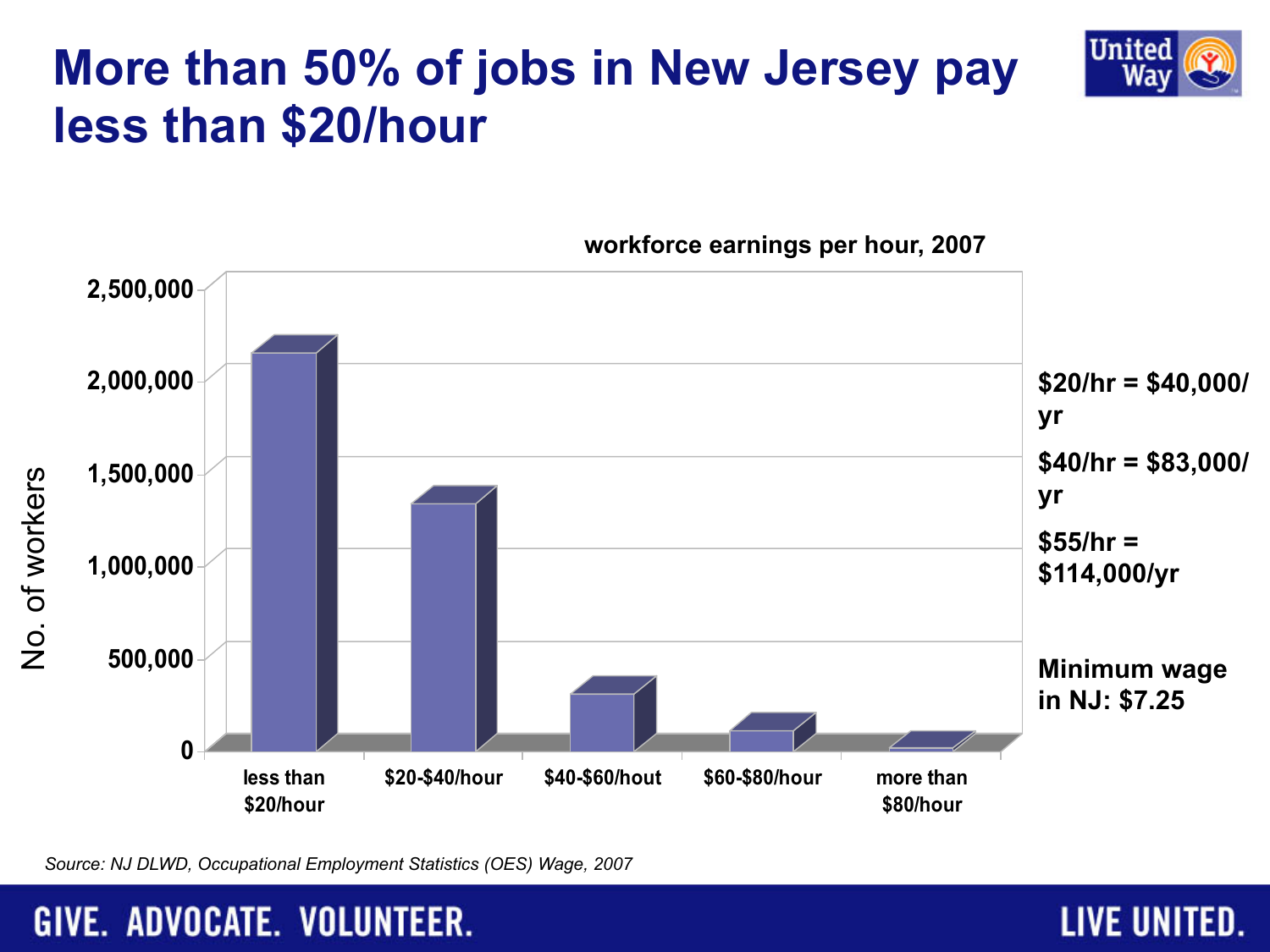# More than 50% of jobs in New Jersey pay less than $20/hour

workforce earnings per hour, 2007

No. of workers

2,500,000
2,000,000
1,500,000
1,000,000
500,000
0

less than $20/hour
$20-$40/hour
$40-$60/hout
$60-$80/hour
more than $80/hour

$20/hr = $40,000/ yr

$40/hr = $83,000/ yr

$55/hr = $114,000/yr

Minimum wage in NJ: $7.25

*Source: NJ DLWD, Occupational Employment Statistics (OES) Wage, 2007*

GIVE. ADVOCATE. VOLUNTEER.

LIVE UNITED.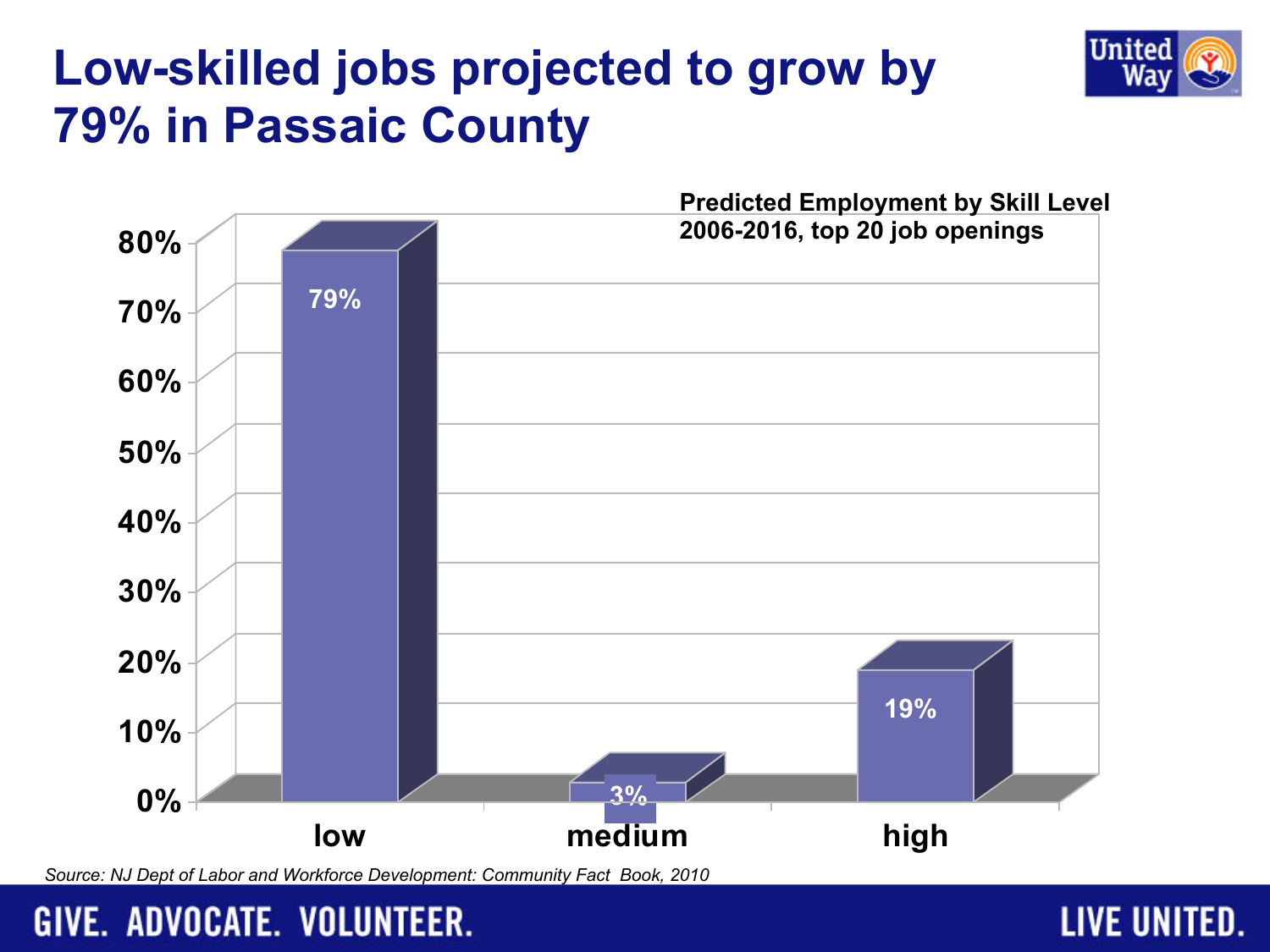# Low-skilled jobs projected to grow by 79% in Passaic County

Predicted Employment by Skill Level
2006-2016, top 20 job openings

80%
70%
60%
50%
40%
30%
20%
10%
0%

79%
3%
19%

low
medium
high

*Source: NJ Dept of Labor and Workforce Development: Community Fact Book, 2010*

GIVE. ADVOCATE. VOLUNTEER.

LIVE UNITED.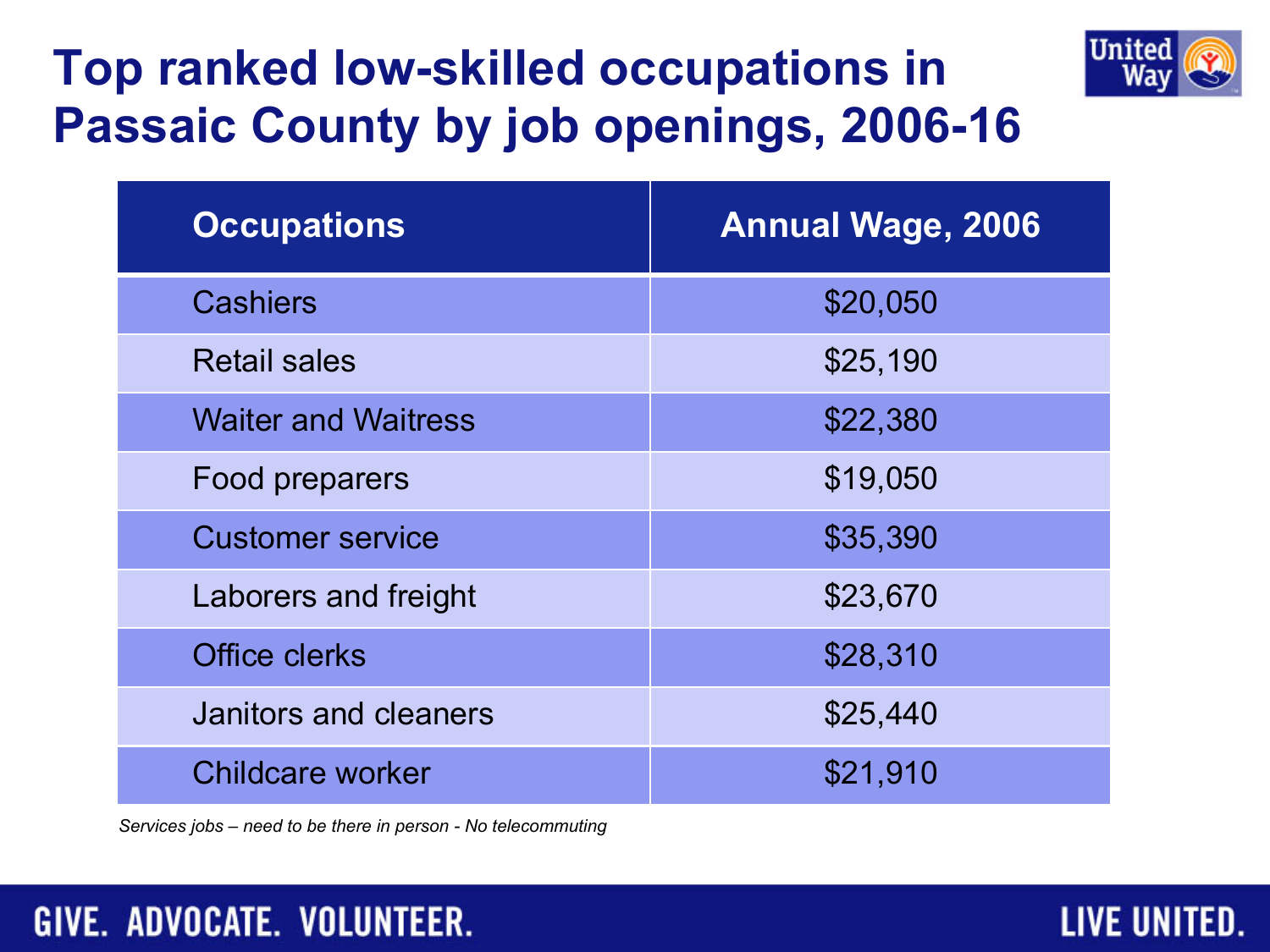# Top ranked low-skilled occupations in Passaic County by job openings, 2006-16

| Occupations | Annual Wage, 2006 |
|---|---|
| Cashiers | $20,050 |
| Retail sales | $25,190 |
| Waiter and Waitress | $22,380 |
| Food preparers | $19,050 |
| Customer service | $35,390 |
| Laborers and freight | $23,670 |
| Office clerks | $28,310 |
| Janitors and cleaners | $25,440 |
| Childcare worker | $21,910 |

*Services jobs – need to be there in person - No telecommuting*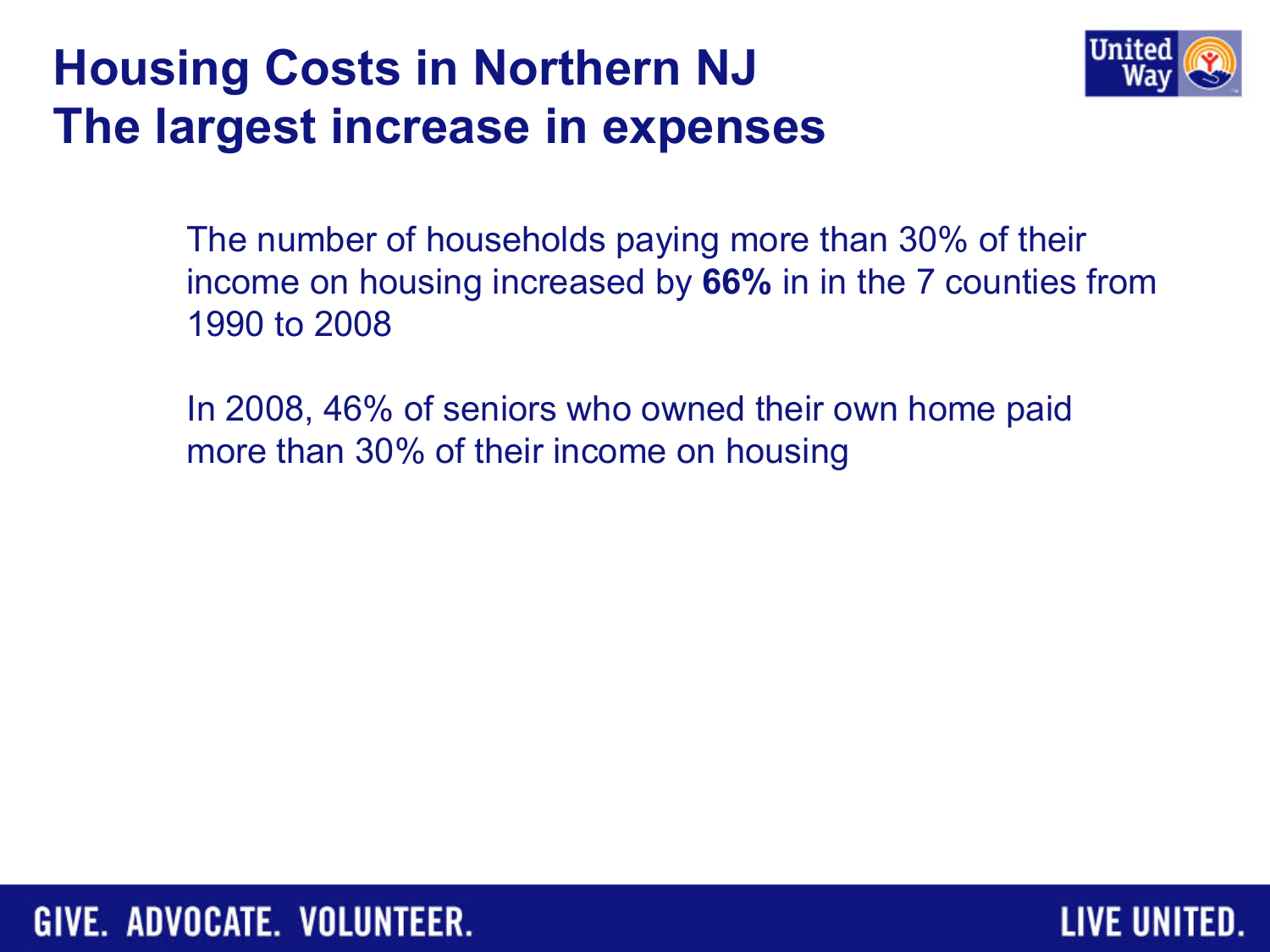# Housing Costs in Northern NJ
# The largest increase in expenses

The number of households paying more than 30% of their income on housing increased by **66%** in in the 7 counties from 1990 to 2008

In 2008, 46% of seniors who owned their own home paid more than 30% of their income on housing

GIVE. ADVOCATE. VOLUNTEER.

LIVE UNITED.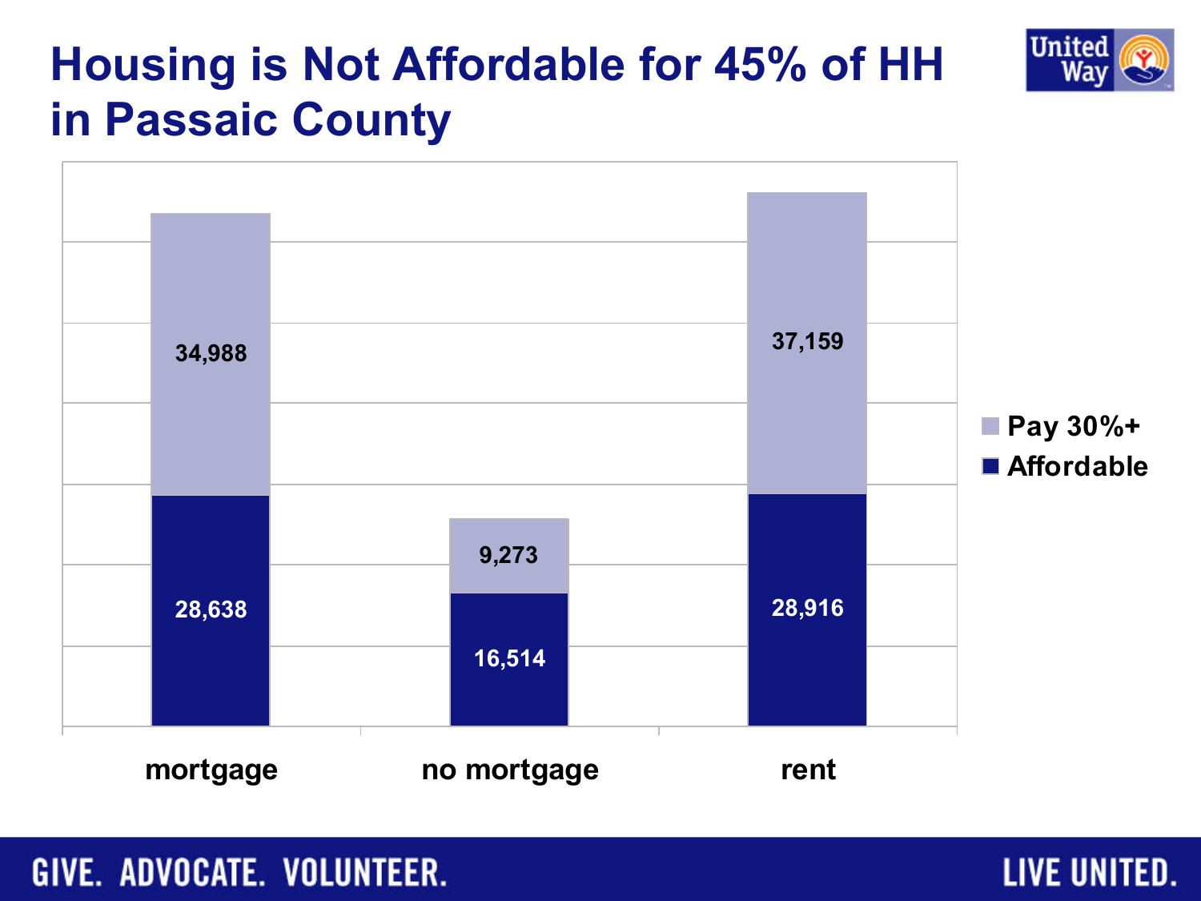# Housing is Not Affordable for 45% of HH in Passaic County

34,988

28,638

9,273

16,514

37,159

28,916

Pay 30%+

Affordable

mortgage

no mortgage

rent

GIVE. ADVOCATE. VOLUNTEER.

LIVE UNITED.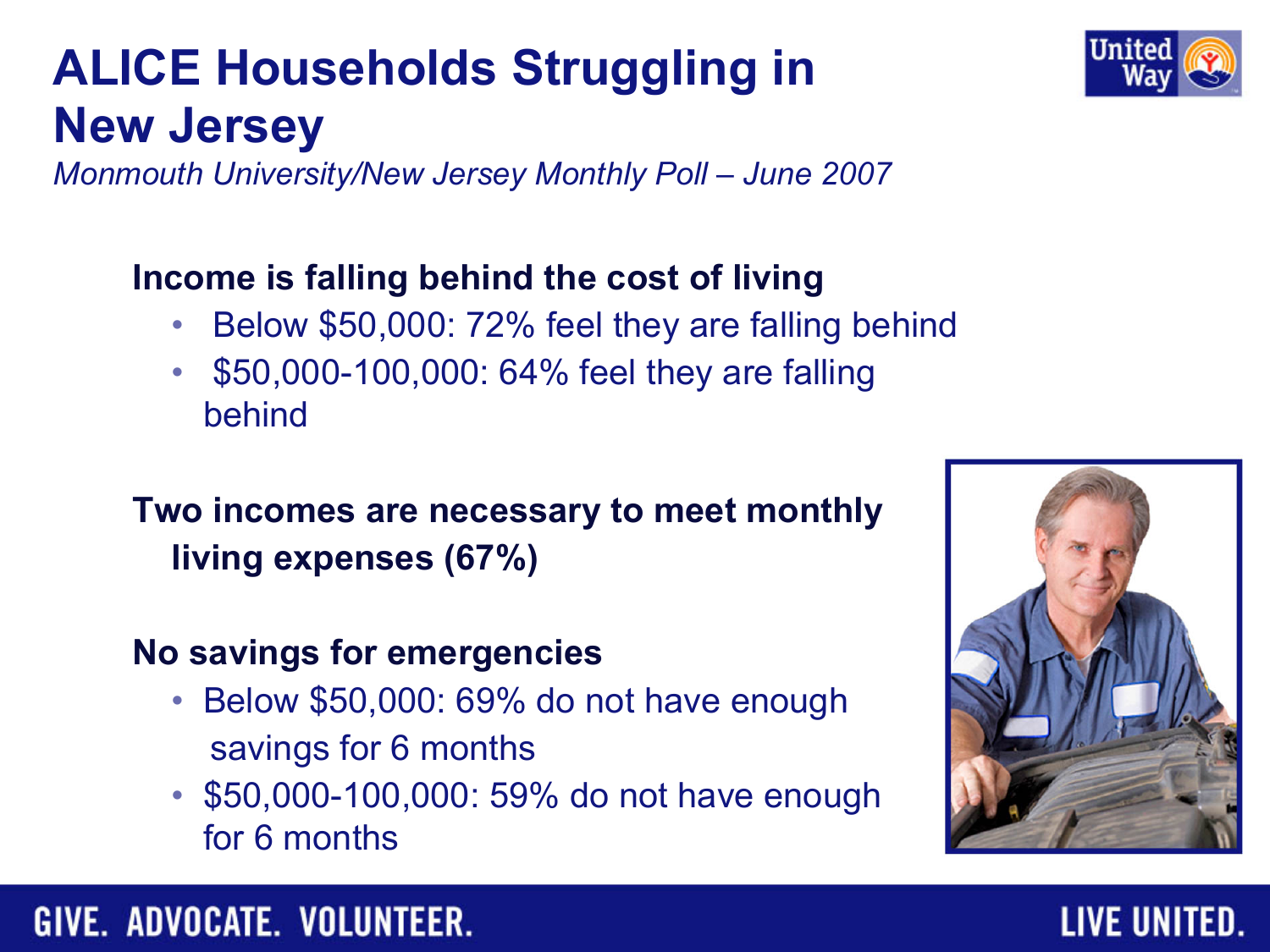# ALICE Households Struggling in New Jersey

*Monmouth University/New Jersey Monthly Poll – June 2007*

**Income is falling behind the cost of living**

- Below $50,000: 72% feel they are falling behind
- $50,000-100,000: 64% feel they are falling behind

**Two incomes are necessary to meet monthly living expenses (67%)**

**No savings for emergencies**

- Below $50,000: 69% do not have enough savings for 6 months
- $50,000-100,000: 59% do not have enough for 6 months

GIVE. ADVOCATE. VOLUNTEER.

LIVE UNITED.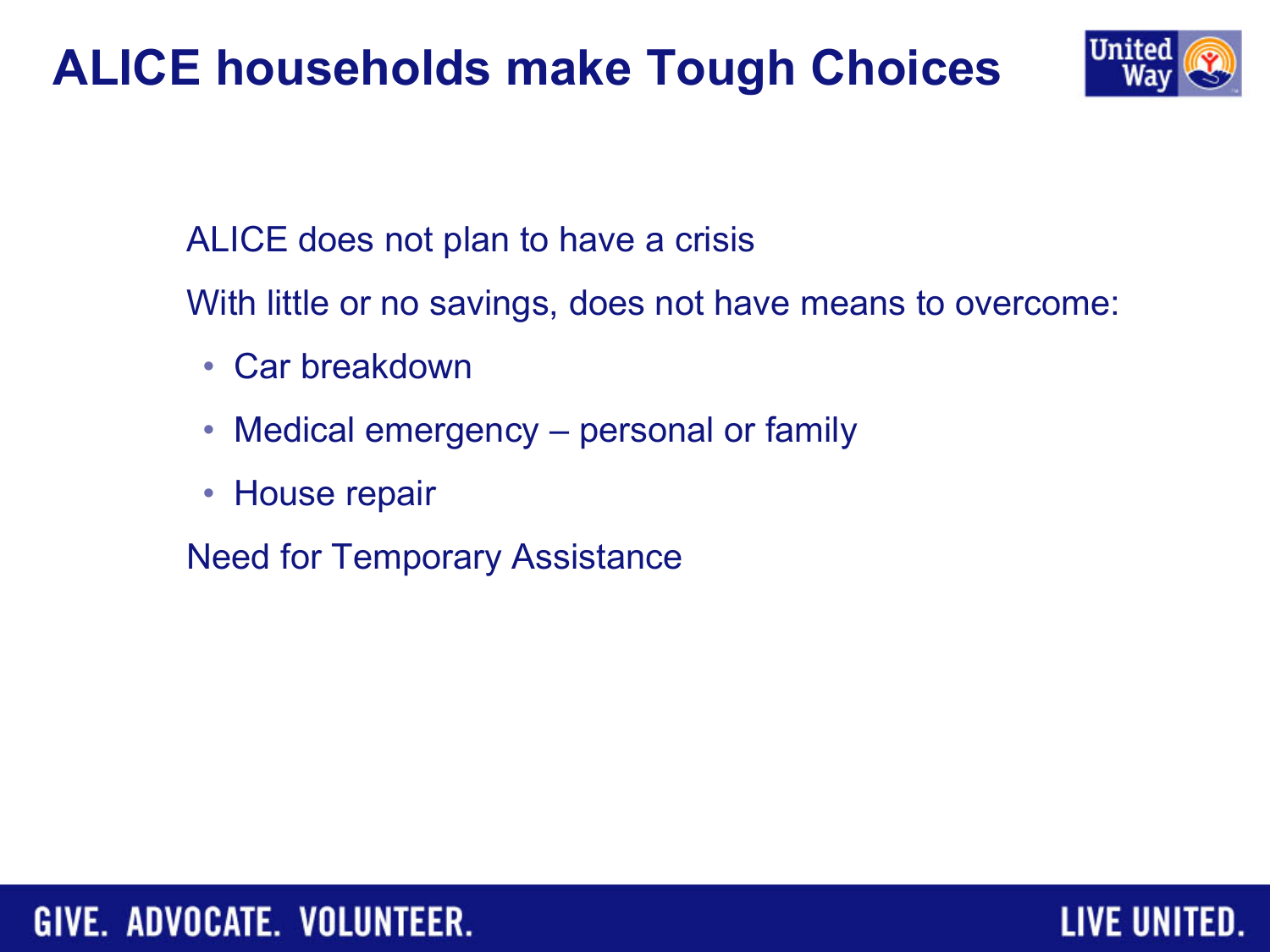# ALICE households make Tough Choices

ALICE does not plan to have a crisis

With little or no savings, does not have means to overcome:

- Car breakdown
- Medical emergency – personal or family
- House repair

Need for Temporary Assistance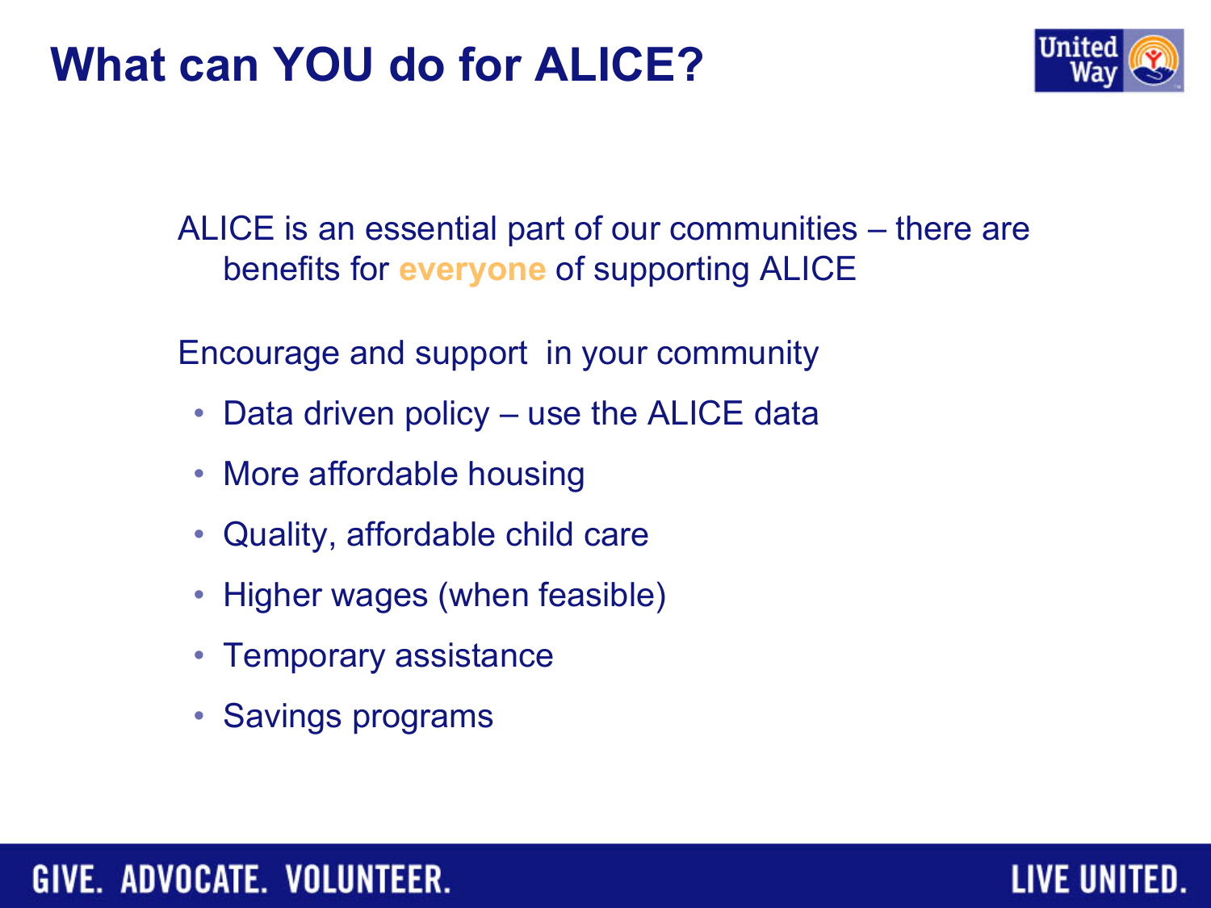# What can YOU do for ALICE?

ALICE is an essential part of our communities – there are benefits for **everyone** of supporting ALICE

Encourage and support  in your community

- Data driven policy – use the ALICE data
- More affordable housing
- Quality, affordable child care
- Higher wages (when feasible)
- Temporary assistance
- Savings programs

GIVE. ADVOCATE. VOLUNTEER.

LIVE UNITED.